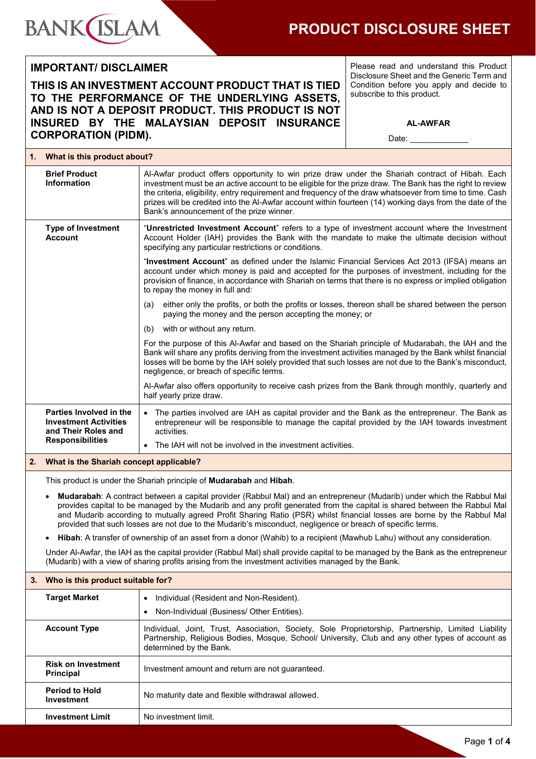BANK ISLAM

# PRODUCT DISCLOSURE SHEET

| **IMPORTANT/ DISCLAIMER**<br>**THIS IS AN INVESTMENT ACCOUNT PRODUCT THAT IS TIED TO THE PERFORMANCE OF THE UNDERLYING ASSETS, AND IS NOT A DEPOSIT PRODUCT. THIS PRODUCT IS NOT INSURED BY THE MALAYSIAN DEPOSIT INSURANCE CORPORATION (PIDM).** | Please read and understand this Product Disclosure Sheet and the Generic Term and Condition before you apply and decide to subscribe to this product.<br><br>**AL-AWFAR**<br><br>Date: _____________ |
|---|---|

## 1. What is this product about?

| | |
|---|---|
| **Brief Product Information** | Al-Awfar product offers opportunity to win prize draw under the Shariah contract of Hibah. Each investment must be an active account to be eligible for the prize draw. The Bank has the right to review the criteria, eligibility, entry requirement and frequency of the draw whatsoever from time to time. Cash prizes will be credited into the Al-Awfar account within fourteen (14) working days from the date of the Bank's announcement of the prize winner. |
| **Type of Investment Account** | "**Unrestricted Investment Account**" refers to a type of investment account where the Investment Account Holder (IAH) provides the Bank with the mandate to make the ultimate decision without specifying any particular restrictions or conditions.<br><br>"**Investment Account**" as defined under the Islamic Financial Services Act 2013 (IFSA) means an account under which money is paid and accepted for the purposes of investment, including for the provision of finance, in accordance with Shariah on terms that there is no express or implied obligation to repay the money in full and:<br><br>(a) either only the profits, or both the profits or losses, thereon shall be shared between the person paying the money and the person accepting the money; or<br><br>(b) with or without any return.<br><br>For the purpose of this Al-Awfar and based on the Shariah principle of Mudarabah, the IAH and the Bank will share any profits deriving from the investment activities managed by the Bank whilst financial losses will be borne by the IAH solely provided that such losses are not due to the Bank's misconduct, negligence, or breach of specific terms.<br><br>Al-Awfar also offers opportunity to receive cash prizes from the Bank through monthly, quarterly and half yearly prize draw. |
| **Parties Involved in the Investment Activities and Their Roles and Responsibilities** | • The parties involved are IAH as capital provider and the Bank as the entrepreneur. The Bank as entrepreneur will be responsible to manage the capital provided by the IAH towards investment activities.<br>• The IAH will not be involved in the investment activities. |

## 2. What is the Shariah concept applicable?

This product is under the Shariah principle of **Mudarabah** and **Hibah**.

- **Mudarabah**: A contract between a capital provider (Rabbul Mal) and an entrepreneur (Mudarib) under which the Rabbul Mal provides capital to be managed by the Mudarib and any profit generated from the capital is shared between the Rabbul Mal and Mudarib according to mutually agreed Profit Sharing Ratio (PSR) whilst financial losses are borne by the Rabbul Mal provided that such losses are not due to the Mudarib's misconduct, negligence or breach of specific terms.
- **Hibah**: A transfer of ownership of an asset from a donor (Wahib) to a recipient (Mawhub Lahu) without any consideration.

Under Al-Awfar, the IAH as the capital provider (Rabbul Mal) shall provide capital to be managed by the Bank as the entrepreneur (Mudarib) with a view of sharing profits arising from the investment activities managed by the Bank.

## 3. Who is this product suitable for?

| | |
|---|---|
| **Target Market** | • Individual (Resident and Non-Resident).<br>• Non-Individual (Business/ Other Entities). |
| **Account Type** | Individual, Joint, Trust, Association, Society, Sole Proprietorship, Partnership, Limited Liability Partnership, Religious Bodies, Mosque, School/ University, Club and any other types of account as determined by the Bank. |
| **Risk on Investment Principal** | Investment amount and return are not guaranteed. |
| **Period to Hold Investment** | No maturity date and flexible withdrawal allowed. |
| **Investment Limit** | No investment limit. |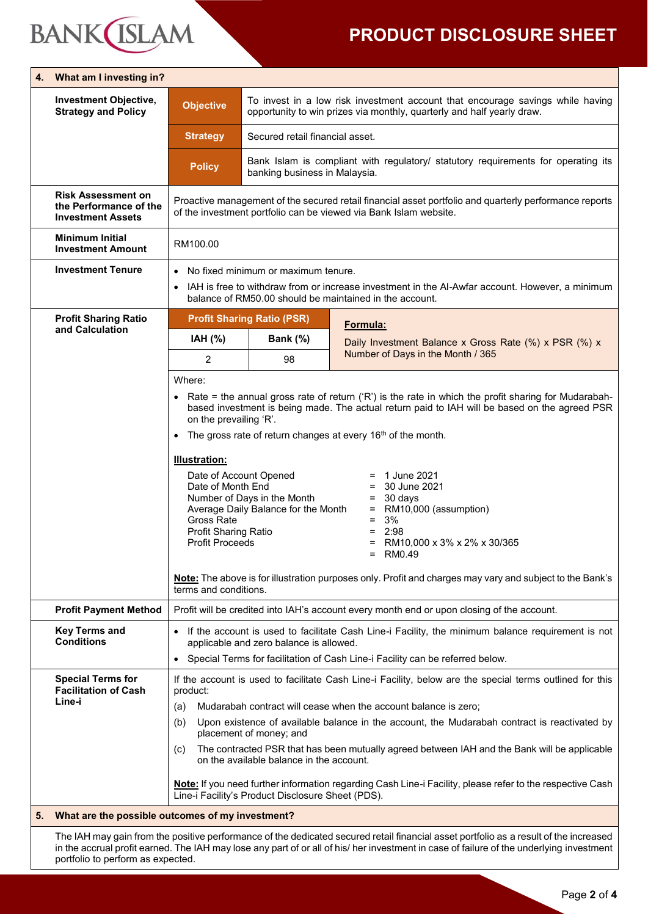## 4. What am I investing in?

**Investment Objective, Strategy and Policy**

| | |
|---|---|
| **Objective** | To invest in a low risk investment account that encourage savings while having opportunity to win prizes via monthly, quarterly and half yearly draw. |
| **Strategy** | Secured retail financial asset. |
| **Policy** | Bank Islam is compliant with regulatory/ statutory requirements for operating its banking business in Malaysia. |

**Risk Assessment on the Performance of the Investment Assets**

Proactive management of the secured retail financial asset portfolio and quarterly performance reports of the investment portfolio can be viewed via Bank Islam website.

**Minimum Initial Investment Amount**

RM100.00

**Investment Tenure**

- No fixed minimum or maximum tenure.
- IAH is free to withdraw from or increase investment in the Al-Awfar account. However, a minimum balance of RM50.00 should be maintained in the account.

**Profit Sharing Ratio and Calculation**

| Profit Sharing Ratio (PSR) | |
|---|---|
| **IAH (%)** | **Bank (%)** |
| 2 | 98 |

**Formula:**

Daily Investment Balance x Gross Rate (%) x PSR (%) x Number of Days in the Month / 365

Where:

- Rate = the annual gross rate of return ('R') is the rate in which the profit sharing for Mudarabah-based investment is being made. The actual return paid to IAH will be based on the agreed PSR on the prevailing 'R'.
- The gross rate of return changes at every 16th of the month.

**Illustration:**

| | | |
|---|---|---|
| Date of Account Opened | = | 1 June 2021 |
| Date of Month End | = | 30 June 2021 |
| Number of Days in the Month | = | 30 days |
| Average Daily Balance for the Month | = | RM10,000 (assumption) |
| Gross Rate | = | 3% |
| Profit Sharing Ratio | = | 2:98 |
| Profit Proceeds | = | RM10,000 x 3% x 2% x 30/365 |
| | = | RM0.49 |

**Note:** The above is for illustration purposes only. Profit and charges may vary and subject to the Bank's terms and conditions.

**Profit Payment Method**

Profit will be credited into IAH's account every month end or upon closing of the account.

**Key Terms and Conditions**

- If the account is used to facilitate Cash Line-i Facility, the minimum balance requirement is not applicable and zero balance is allowed.
- Special Terms for facilitation of Cash Line-i Facility can be referred below.

**Special Terms for Facilitation of Cash Line-i**

If the account is used to facilitate Cash Line-i Facility, below are the special terms outlined for this product:

(a) Mudarabah contract will cease when the account balance is zero;

(b) Upon existence of available balance in the account, the Mudarabah contract is reactivated by placement of money; and

(c) The contracted PSR that has been mutually agreed between IAH and the Bank will be applicable on the available balance in the account.

**Note:** If you need further information regarding Cash Line-i Facility, please refer to the respective Cash Line-i Facility's Product Disclosure Sheet (PDS).

## 5. What are the possible outcomes of my investment?

The IAH may gain from the positive performance of the dedicated secured retail financial asset portfolio as a result of the increased in the accrual profit earned. The IAH may lose any part of or all of his/ her investment in case of failure of the underlying investment portfolio to perform as expected.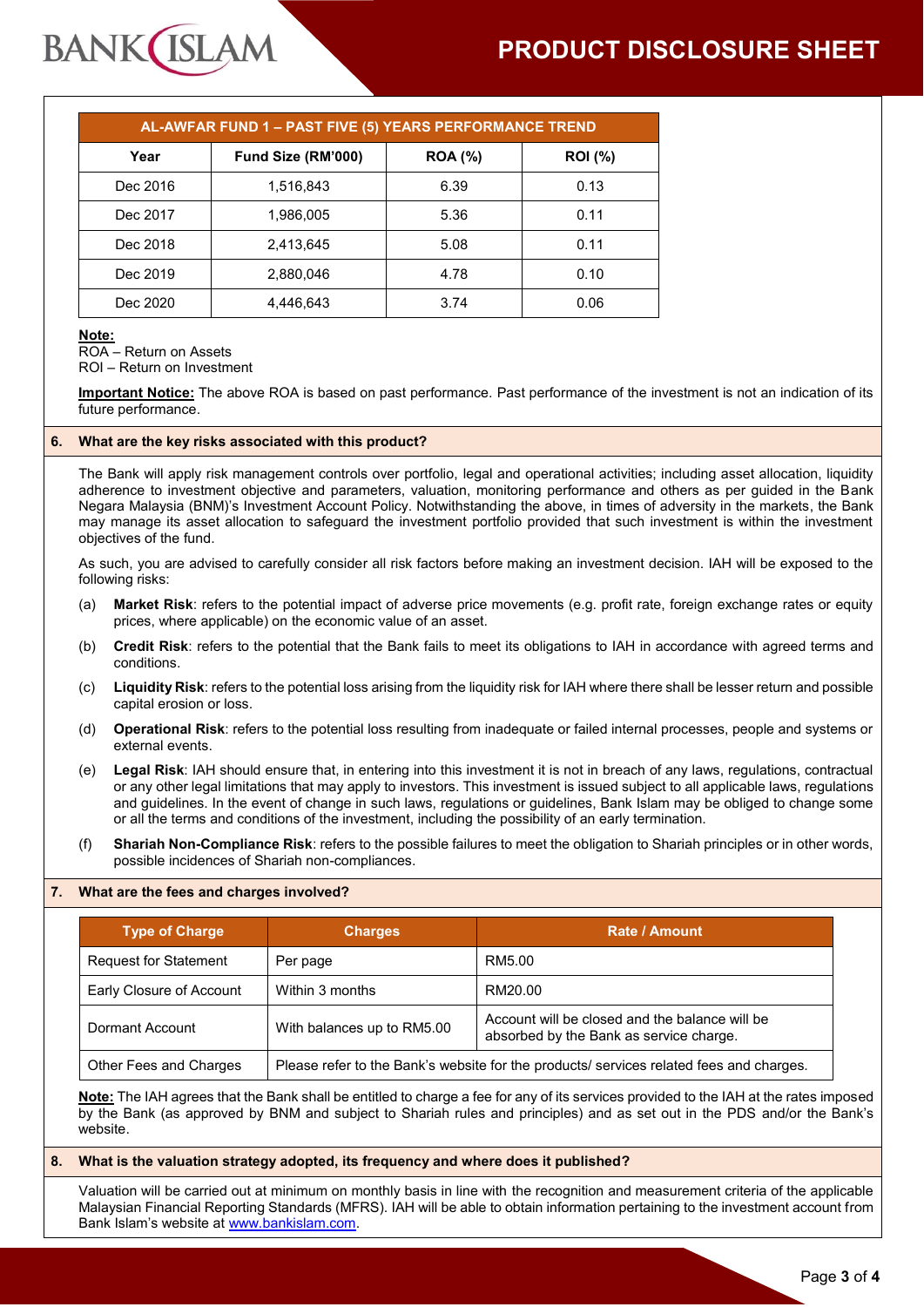| AL-AWFAR FUND 1 – PAST FIVE (5) YEARS PERFORMANCE TREND | | | |
|---|---|---|---|
| **Year** | **Fund Size (RM'000)** | **ROA (%)** | **ROI (%)** |
| Dec 2016 | 1,516,843 | 6.39 | 0.13 |
| Dec 2017 | 1,986,005 | 5.36 | 0.11 |
| Dec 2018 | 2,413,645 | 5.08 | 0.11 |
| Dec 2019 | 2,880,046 | 4.78 | 0.10 |
| Dec 2020 | 4,446,643 | 3.74 | 0.06 |

**Note:**
ROA – Return on Assets
ROI – Return on Investment

**Important Notice:** The above ROA is based on past performance. Past performance of the investment is not an indication of its future performance.

## 6. What are the key risks associated with this product?

The Bank will apply risk management controls over portfolio, legal and operational activities; including asset allocation, liquidity adherence to investment objective and parameters, valuation, monitoring performance and others as per guided in the Bank Negara Malaysia (BNM)'s Investment Account Policy. Notwithstanding the above, in times of adversity in the markets, the Bank may manage its asset allocation to safeguard the investment portfolio provided that such investment is within the investment objectives of the fund.

As such, you are advised to carefully consider all risk factors before making an investment decision. IAH will be exposed to the following risks:

(a) **Market Risk**: refers to the potential impact of adverse price movements (e.g. profit rate, foreign exchange rates or equity prices, where applicable) on the economic value of an asset.

(b) **Credit Risk**: refers to the potential that the Bank fails to meet its obligations to IAH in accordance with agreed terms and conditions.

(c) **Liquidity Risk**: refers to the potential loss arising from the liquidity risk for IAH where there shall be lesser return and possible capital erosion or loss.

(d) **Operational Risk**: refers to the potential loss resulting from inadequate or failed internal processes, people and systems or external events.

(e) **Legal Risk**: IAH should ensure that, in entering into this investment it is not in breach of any laws, regulations, contractual or any other legal limitations that may apply to investors. This investment is issued subject to all applicable laws, regulations and guidelines. In the event of change in such laws, regulations or guidelines, Bank Islam may be obliged to change some or all the terms and conditions of the investment, including the possibility of an early termination.

(f) **Shariah Non-Compliance Risk**: refers to the possible failures to meet the obligation to Shariah principles or in other words, possible incidences of Shariah non-compliances.

## 7. What are the fees and charges involved?

| Type of Charge | Charges | Rate / Amount |
|---|---|---|
| Request for Statement | Per page | RM5.00 |
| Early Closure of Account | Within 3 months | RM20.00 |
| Dormant Account | With balances up to RM5.00 | Account will be closed and the balance will be absorbed by the Bank as service charge. |
| Other Fees and Charges | Please refer to the Bank's website for the products/ services related fees and charges. | |

**Note:** The IAH agrees that the Bank shall be entitled to charge a fee for any of its services provided to the IAH at the rates imposed by the Bank (as approved by BNM and subject to Shariah rules and principles) and as set out in the PDS and/or the Bank's website.

## 8. What is the valuation strategy adopted, its frequency and where does it published?

Valuation will be carried out at minimum on monthly basis in line with the recognition and measurement criteria of the applicable Malaysian Financial Reporting Standards (MFRS). IAH will be able to obtain information pertaining to the investment account from Bank Islam's website at www.bankislam.com.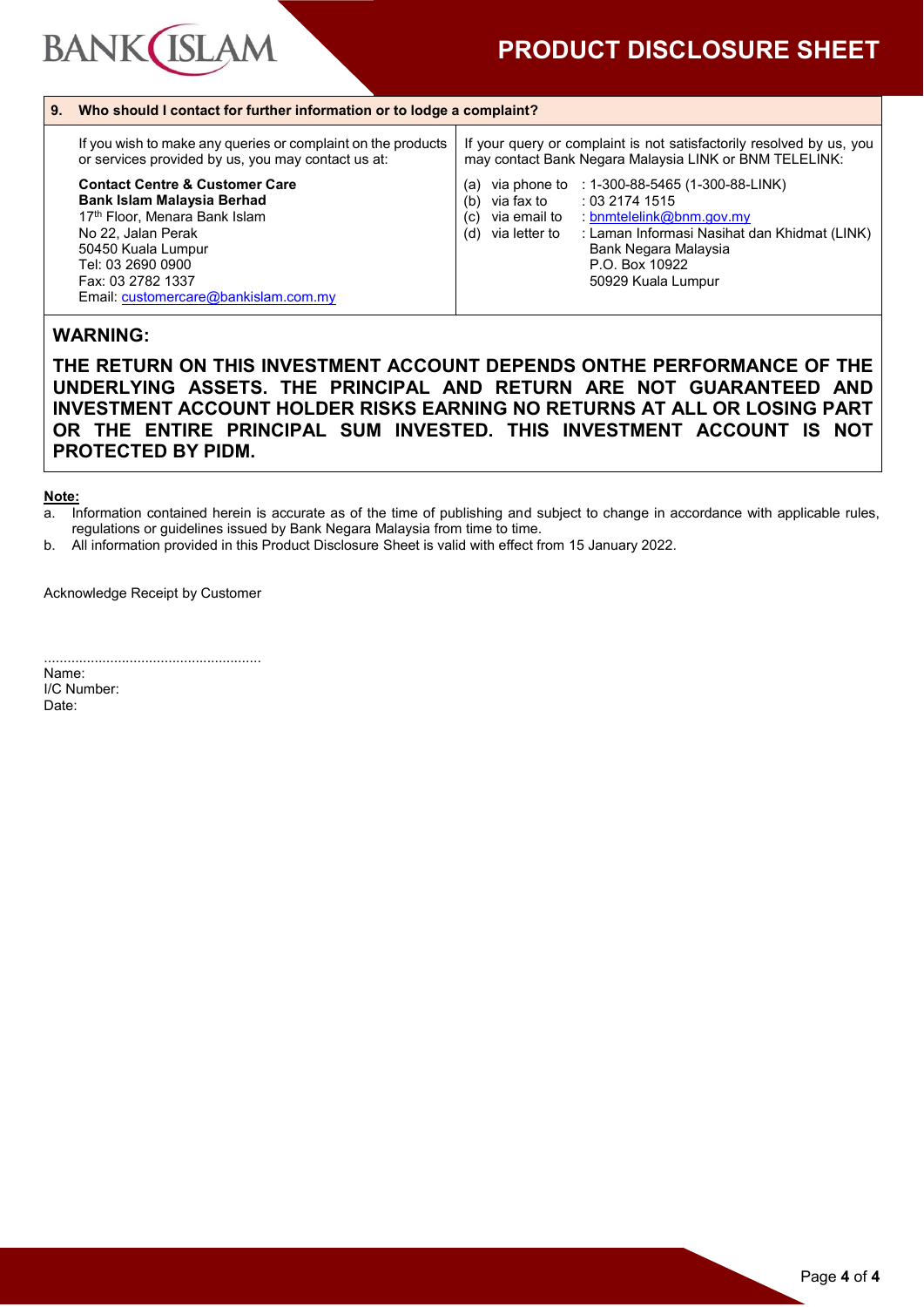## 9. Who should I contact for further information or to lodge a complaint?

If you wish to make any queries or complaint on the products or services provided by us, you may contact us at:

**Contact Centre & Customer Care**
**Bank Islam Malaysia Berhad**
17th Floor, Menara Bank Islam
No 22, Jalan Perak
50450 Kuala Lumpur
Tel: 03 2690 0900
Fax: 03 2782 1337
Email: customercare@bankislam.com.my

If your query or complaint is not satisfactorily resolved by us, you may contact Bank Negara Malaysia LINK or BNM TELELINK:

(a) via phone to : 1-300-88-5465 (1-300-88-LINK)
(b) via fax to : 03 2174 1515
(c) via email to : bnmtelelink@bnm.gov.my
(d) via letter to : Laman Informasi Nasihat dan Khidmat (LINK)
Bank Negara Malaysia
P.O. Box 10922
50929 Kuala Lumpur

**WARNING:**

**THE RETURN ON THIS INVESTMENT ACCOUNT DEPENDS ONTHE PERFORMANCE OF THE UNDERLYING ASSETS. THE PRINCIPAL AND RETURN ARE NOT GUARANTEED AND INVESTMENT ACCOUNT HOLDER RISKS EARNING NO RETURNS AT ALL OR LOSING PART OR THE ENTIRE PRINCIPAL SUM INVESTED. THIS INVESTMENT ACCOUNT IS NOT PROTECTED BY PIDM.**

**Note:**

a. Information contained herein is accurate as of the time of publishing and subject to change in accordance with applicable rules, regulations or guidelines issued by Bank Negara Malaysia from time to time.
b. All information provided in this Product Disclosure Sheet is valid with effect from 15 January 2022.

Acknowledge Receipt by Customer

.......................................................
Name:
I/C Number:
Date: